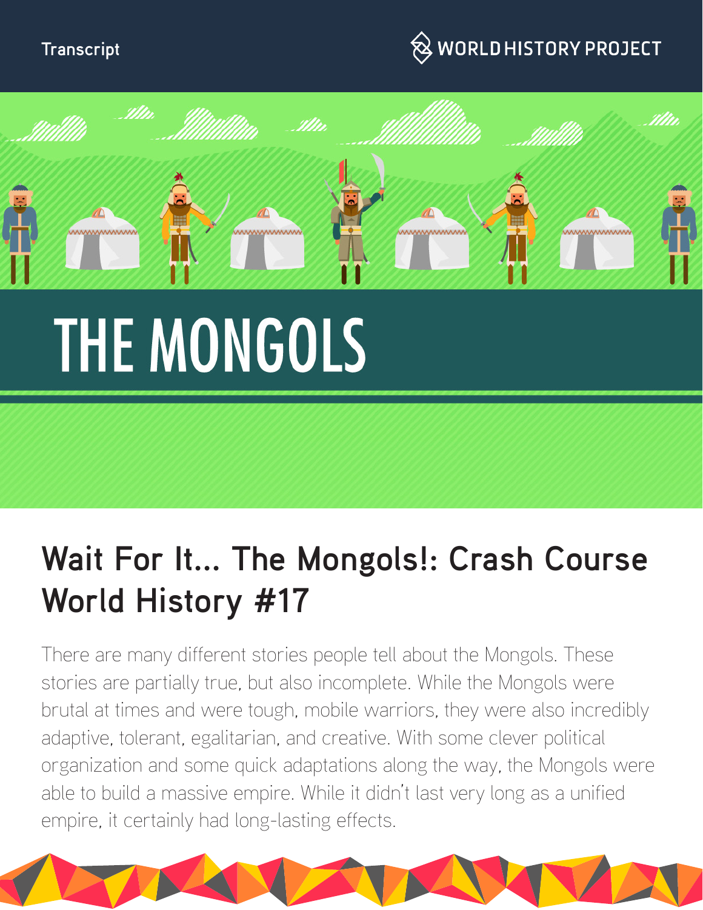Transcript

# THE MONGOLS

## Wait For It... The Mongols!: Crash Course World History #17

There are many different stories people tell about the Mongols. These stories are partially true, but also incomplete. While the Mongols were brutal at times and were tough, mobile warriors, they were also incredibly adaptive, tolerant, egalitarian, and creative. With some clever political organization and some quick adaptations along the way, the Mongols were able to build a massive empire. While it didn't last very long as a unified empire, it certainly had long-lasting effects.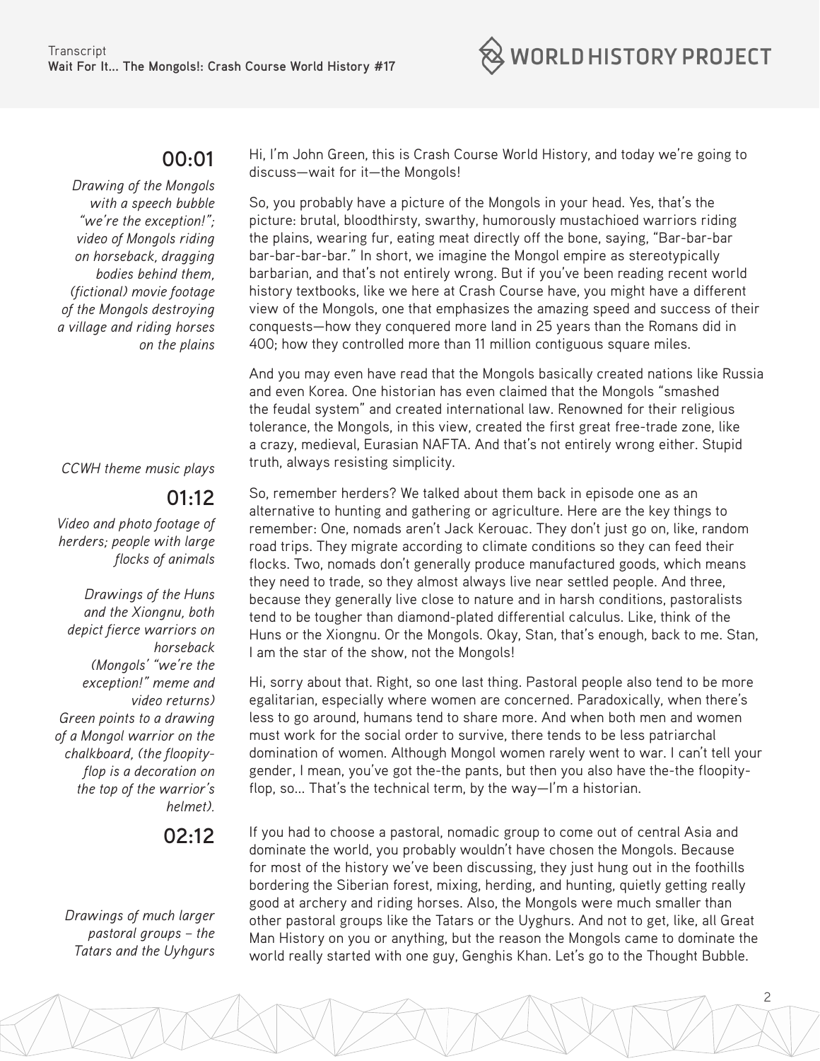**00:01**

*Drawing of the Mongols with a speech bubble "we're the exception!"; video of Mongols riding on horseback, dragging bodies behind them, (fictional) movie footage of the Mongols destroying a village and riding horses on the plains*

Hi, I'm John Green, this is Crash Course World History, and today we're going to discuss—wait for it—the Mongols!

So, you probably have a picture of the Mongols in your head. Yes, that's the picture: brutal, bloodthirsty, swarthy, humorously mustachioed warriors riding the plains, wearing fur, eating meat directly off the bone, saying, "Bar-bar-bar bar-bar-bar-bar." In short, we imagine the Mongol empire as stereotypically barbarian, and that's not entirely wrong. But if you've been reading recent world history textbooks, like we here at Crash Course have, you might have a different view of the Mongols, one that emphasizes the amazing speed and success of their conquests—how they conquered more land in 25 years than the Romans did in 400; how they controlled more than 11 million contiguous square miles.

And you may even have read that the Mongols basically created nations like Russia and even Korea. One historian has even claimed that the Mongols "smashed the feudal system" and created international law. Renowned for their religious tolerance, the Mongols, in this view, created the first great free-trade zone, like a crazy, medieval, Eurasian NAFTA. And that's not entirely wrong either. Stupid truth, always resisting simplicity.

*CCWH theme music plays*

**01:12**

*Video and photo footage of herders; people with large flocks of animals*

So, remember herders? We talked about them back in episode one as an alternative to hunting and gathering or agriculture. Here are the key things to remember: One, nomads aren't Jack Kerouac. They don't just go on, like, random road trips. They migrate according to climate conditions so they can feed their flocks. Two, nomads don't generally produce manufactured goods, which means they need to trade, so they almost always live near settled people. And three, because they generally live close to nature and in harsh conditions, pastoralists tend to be tougher than diamond-plated differential calculus. Like, think of the Huns or the Xiongnu. Or the Mongols. Okay, Stan, that's enough, back to me. Stan, I am the star of the show, not the Mongols!

*Drawings of the Huns and the Xiongnu, both depict fierce warriors on horseback (Mongols' "we're the exception!" meme and video returns) Green points to a drawing of a Mongol warrior on the chalkboard, (the floopity-flop is a decoration on the top of the warrior's helmet).*

Hi, sorry about that. Right, so one last thing. Pastoral people also tend to be more egalitarian, especially where women are concerned. Paradoxically, when there's less to go around, humans tend to share more. And when both men and women must work for the social order to survive, there tends to be less patriarchal domination of women. Although Mongol women rarely went to war. I can't tell your gender, I mean, you've got the-the pants, but then you also have the-the floopity-flop, so... That's the technical term, by the way—I'm a historian.

**02:12**

*Drawings of much larger pastoral groups – the Tatars and the Uyhgurs*

If you had to choose a pastoral, nomadic group to come out of central Asia and dominate the world, you probably wouldn't have chosen the Mongols. Because for most of the history we've been discussing, they just hung out in the foothills bordering the Siberian forest, mixing, herding, and hunting, quietly getting really good at archery and riding horses. Also, the Mongols were much smaller than other pastoral groups like the Tatars or the Uyghurs. And not to get, like, all Great Man History on you or anything, but the reason the Mongols came to dominate the world really started with one guy, Genghis Khan. Let's go to the Thought Bubble.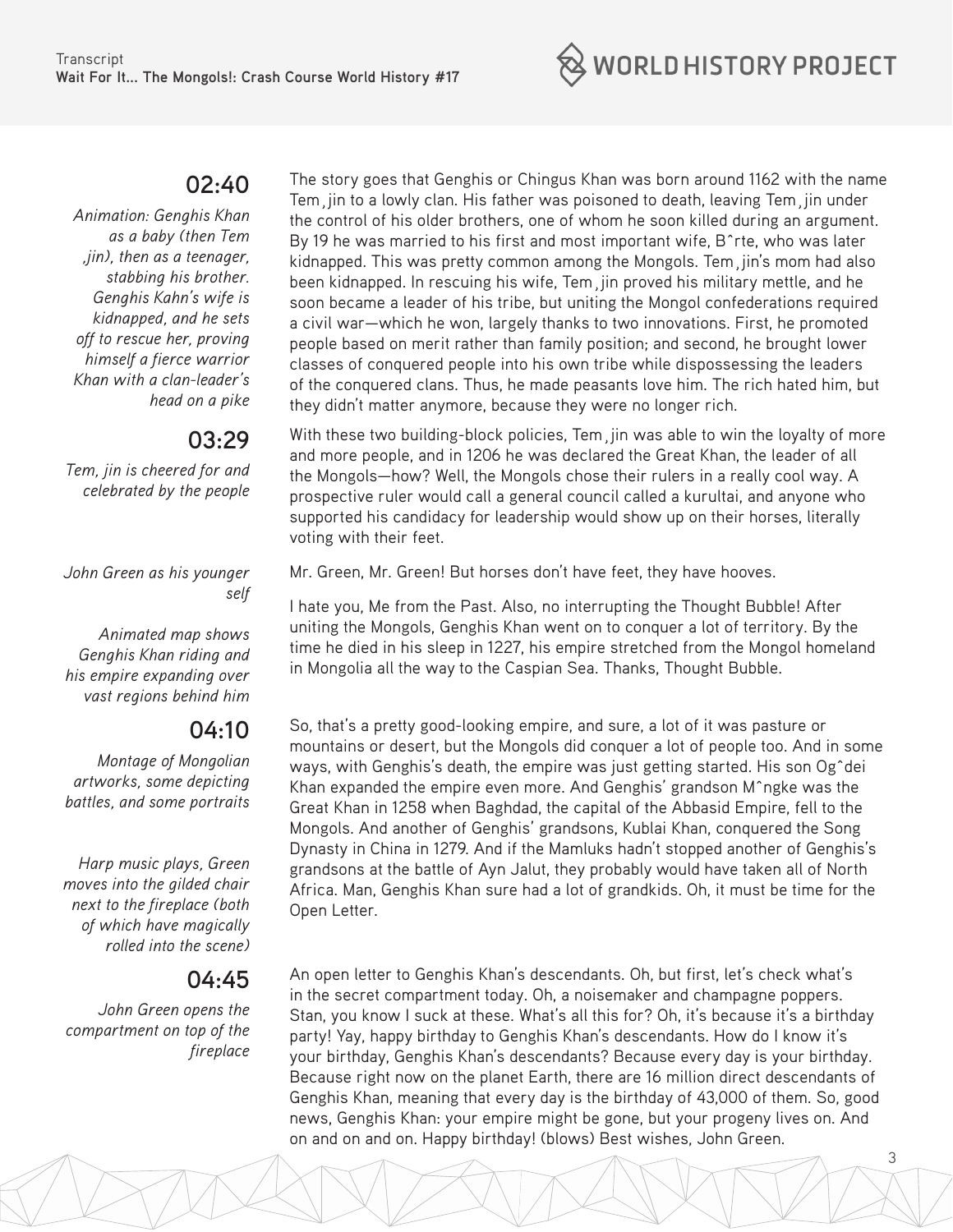**02:40**

*Animation: Genghis Khan as a baby (then Tem ,jin), then as a teenager, stabbing his brother. Genghis Kahn's wife is kidnapped, and he sets off to rescue her, proving himself a fierce warrior Khan with a clan-leader's head on a pike*

The story goes that Genghis or Chingus Khan was born around 1162 with the name Tem¸jin to a lowly clan. His father was poisoned to death, leaving Tem¸jin under the control of his older brothers, one of whom he soon killed during an argument. By 19 he was married to his first and most important wife, B˘rte, who was later kidnapped. This was pretty common among the Mongols. Tem¸jin's mom had also been kidnapped. In rescuing his wife, Tem¸jin proved his military mettle, and he soon became a leader of his tribe, but uniting the Mongol confederations required a civil war—which he won, largely thanks to two innovations. First, he promoted people based on merit rather than family position; and second, he brought lower classes of conquered people into his own tribe while dispossessing the leaders of the conquered clans. Thus, he made peasants love him. The rich hated him, but they didn't matter anymore, because they were no longer rich.

**03:29**

*Tem, jin is cheered for and celebrated by the people*

With these two building-block policies, Tem¸jin was able to win the loyalty of more and more people, and in 1206 he was declared the Great Khan, the leader of all the Mongols—how? Well, the Mongols chose their rulers in a really cool way. A prospective ruler would call a general council called a kurultai, and anyone who supported his candidacy for leadership would show up on their horses, literally voting with their feet.

*John Green as his younger self*

Mr. Green, Mr. Green! But horses don't have feet, they have hooves.

*Animated map shows Genghis Khan riding and his empire expanding over vast regions behind him*

I hate you, Me from the Past. Also, no interrupting the Thought Bubble! After uniting the Mongols, Genghis Khan went on to conquer a lot of territory. By the time he died in his sleep in 1227, his empire stretched from the Mongol homeland in Mongolia all the way to the Caspian Sea. Thanks, Thought Bubble.

**04:10**

*Montage of Mongolian artworks, some depicting battles, and some portraits*

So, that's a pretty good-looking empire, and sure, a lot of it was pasture or mountains or desert, but the Mongols did conquer a lot of people too. And in some ways, with Genghis's death, the empire was just getting started. His son Og˘dei Khan expanded the empire even more. And Genghis' grandson M˘ngke was the Great Khan in 1258 when Baghdad, the capital of the Abbasid Empire, fell to the Mongols. And another of Genghis' grandsons, Kublai Khan, conquered the Song Dynasty in China in 1279. And if the Mamluks hadn't stopped another of Genghis's grandsons at the battle of Ayn Jalut, they probably would have taken all of North Africa. Man, Genghis Khan sure had a lot of grandkids. Oh, it must be time for the Open Letter.

*Harp music plays, Green moves into the gilded chair next to the fireplace (both of which have magically rolled into the scene)*

**04:45**

*John Green opens the compartment on top of the fireplace*

An open letter to Genghis Khan's descendants. Oh, but first, let's check what's in the secret compartment today. Oh, a noisemaker and champagne poppers. Stan, you know I suck at these. What's all this for? Oh, it's because it's a birthday party! Yay, happy birthday to Genghis Khan's descendants. How do I know it's your birthday, Genghis Khan's descendants? Because every day is your birthday. Because right now on the planet Earth, there are 16 million direct descendants of Genghis Khan, meaning that every day is the birthday of 43,000 of them. So, good news, Genghis Khan: your empire might be gone, but your progeny lives on. And on and on and on. Happy birthday! (blows) Best wishes, John Green.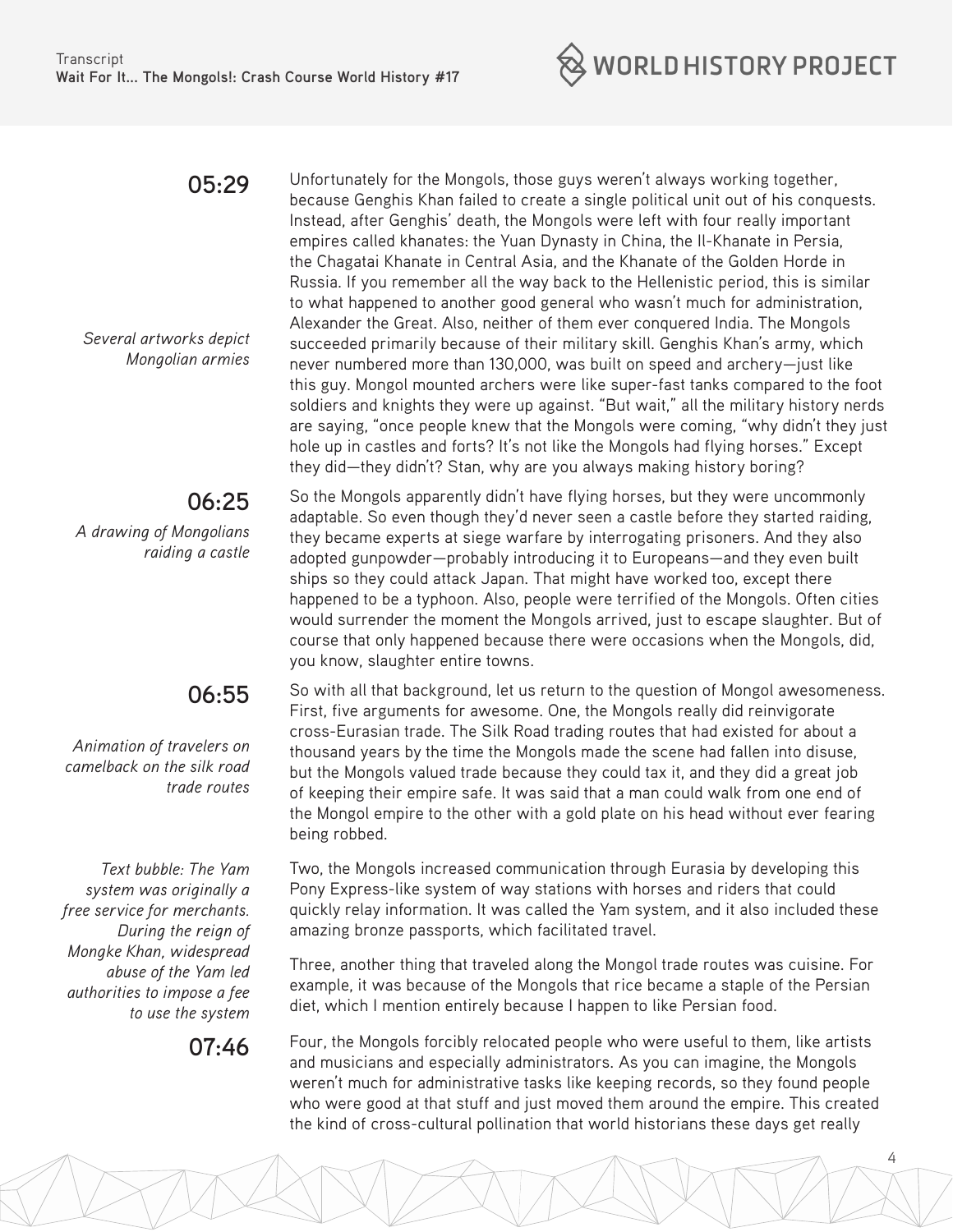**05:29**

Unfortunately for the Mongols, those guys weren't always working together, because Genghis Khan failed to create a single political unit out of his conquests. Instead, after Genghis' death, the Mongols were left with four really important empires called khanates: the Yuan Dynasty in China, the Il-Khanate in Persia, the Chagatai Khanate in Central Asia, and the Khanate of the Golden Horde in Russia. If you remember all the way back to the Hellenistic period, this is similar to what happened to another good general who wasn't much for administration, Alexander the Great. Also, neither of them ever conquered India. The Mongols succeeded primarily because of their military skill. Genghis Khan's army, which never numbered more than 130,000, was built on speed and archery—just like this guy. Mongol mounted archers were like super-fast tanks compared to the foot soldiers and knights they were up against. "But wait," all the military history nerds are saying, "once people knew that the Mongols were coming, "why didn't they just hole up in castles and forts? It's not like the Mongols had flying horses." Except they did—they didn't? Stan, why are you always making history boring?

*Several artworks depict Mongolian armies*

**06:25**

*A drawing of Mongolians raiding a castle*

So the Mongols apparently didn't have flying horses, but they were uncommonly adaptable. So even though they'd never seen a castle before they started raiding, they became experts at siege warfare by interrogating prisoners. And they also adopted gunpowder—probably introducing it to Europeans—and they even built ships so they could attack Japan. That might have worked too, except there happened to be a typhoon. Also, people were terrified of the Mongols. Often cities would surrender the moment the Mongols arrived, just to escape slaughter. But of course that only happened because there were occasions when the Mongols, did, you know, slaughter entire towns.

**06:55**

So with all that background, let us return to the question of Mongol awesomeness. First, five arguments for awesome. One, the Mongols really did reinvigorate cross-Eurasian trade. The Silk Road trading routes that had existed for about a thousand years by the time the Mongols made the scene had fallen into disuse, but the Mongols valued trade because they could tax it, and they did a great job of keeping their empire safe. It was said that a man could walk from one end of the Mongol empire to the other with a gold plate on his head without ever fearing being robbed.

*Animation of travelers on camelback on the silk road trade routes*

*Text bubble: The Yam system was originally a free service for merchants. During the reign of Mongke Khan, widespread abuse of the Yam led authorities to impose a fee to use the system*

Two, the Mongols increased communication through Eurasia by developing this Pony Express-like system of way stations with horses and riders that could quickly relay information. It was called the Yam system, and it also included these amazing bronze passports, which facilitated travel.

Three, another thing that traveled along the Mongol trade routes was cuisine. For example, it was because of the Mongols that rice became a staple of the Persian diet, which I mention entirely because I happen to like Persian food.

**07:46**

Four, the Mongols forcibly relocated people who were useful to them, like artists and musicians and especially administrators. As you can imagine, the Mongols weren't much for administrative tasks like keeping records, so they found people who were good at that stuff and just moved them around the empire. This created the kind of cross-cultural pollination that world historians these days get really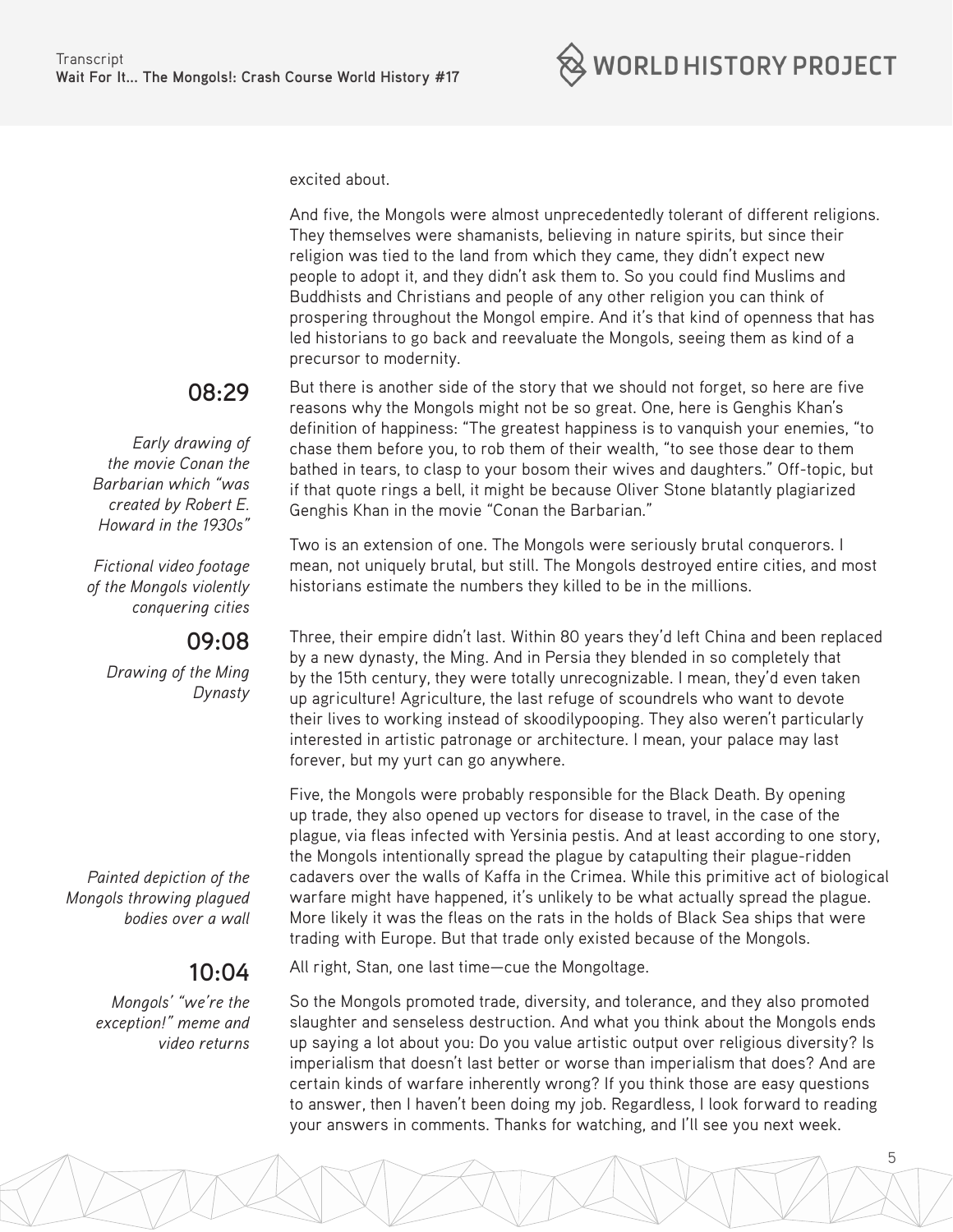excited about.

And five, the Mongols were almost unprecedentedly tolerant of different religions. They themselves were shamanists, believing in nature spirits, but since their religion was tied to the land from which they came, they didn't expect new people to adopt it, and they didn't ask them to. So you could find Muslims and Buddhists and Christians and people of any other religion you can think of prospering throughout the Mongol empire. And it's that kind of openness that has led historians to go back and reevaluate the Mongols, seeing them as kind of a precursor to modernity.

**08:29**

*Early drawing of the movie Conan the Barbarian which "was created by Robert E. Howard in the 1930s"*

But there is another side of the story that we should not forget, so here are five reasons why the Mongols might not be so great. One, here is Genghis Khan's definition of happiness: "The greatest happiness is to vanquish your enemies, "to chase them before you, to rob them of their wealth, "to see those dear to them bathed in tears, to clasp to your bosom their wives and daughters." Off-topic, but if that quote rings a bell, it might be because Oliver Stone blatantly plagiarized Genghis Khan in the movie "Conan the Barbarian."

*Fictional video footage of the Mongols violently conquering cities*

Two is an extension of one. The Mongols were seriously brutal conquerors. I mean, not uniquely brutal, but still. The Mongols destroyed entire cities, and most historians estimate the numbers they killed to be in the millions.

**09:08**

*Drawing of the Ming Dynasty*

Three, their empire didn't last. Within 80 years they'd left China and been replaced by a new dynasty, the Ming. And in Persia they blended in so completely that by the 15th century, they were totally unrecognizable. I mean, they'd even taken up agriculture! Agriculture, the last refuge of scoundrels who want to devote their lives to working instead of skoodilypooping. They also weren't particularly interested in artistic patronage or architecture. I mean, your palace may last forever, but my yurt can go anywhere.

*Painted depiction of the Mongols throwing plagued bodies over a wall*

Five, the Mongols were probably responsible for the Black Death. By opening up trade, they also opened up vectors for disease to travel, in the case of the plague, via fleas infected with Yersinia pestis. And at least according to one story, the Mongols intentionally spread the plague by catapulting their plague-ridden cadavers over the walls of Kaffa in the Crimea. While this primitive act of biological warfare might have happened, it's unlikely to be what actually spread the plague. More likely it was the fleas on the rats in the holds of Black Sea ships that were trading with Europe. But that trade only existed because of the Mongols.

**10:04**

*Mongols' "we're the exception!" meme and video returns*

All right, Stan, one last time—cue the Mongoltage.

So the Mongols promoted trade, diversity, and tolerance, and they also promoted slaughter and senseless destruction. And what you think about the Mongols ends up saying a lot about you: Do you value artistic output over religious diversity? Is imperialism that doesn't last better or worse than imperialism that does? And are certain kinds of warfare inherently wrong? If you think those are easy questions to answer, then I haven't been doing my job. Regardless, I look forward to reading your answers in comments. Thanks for watching, and I'll see you next week.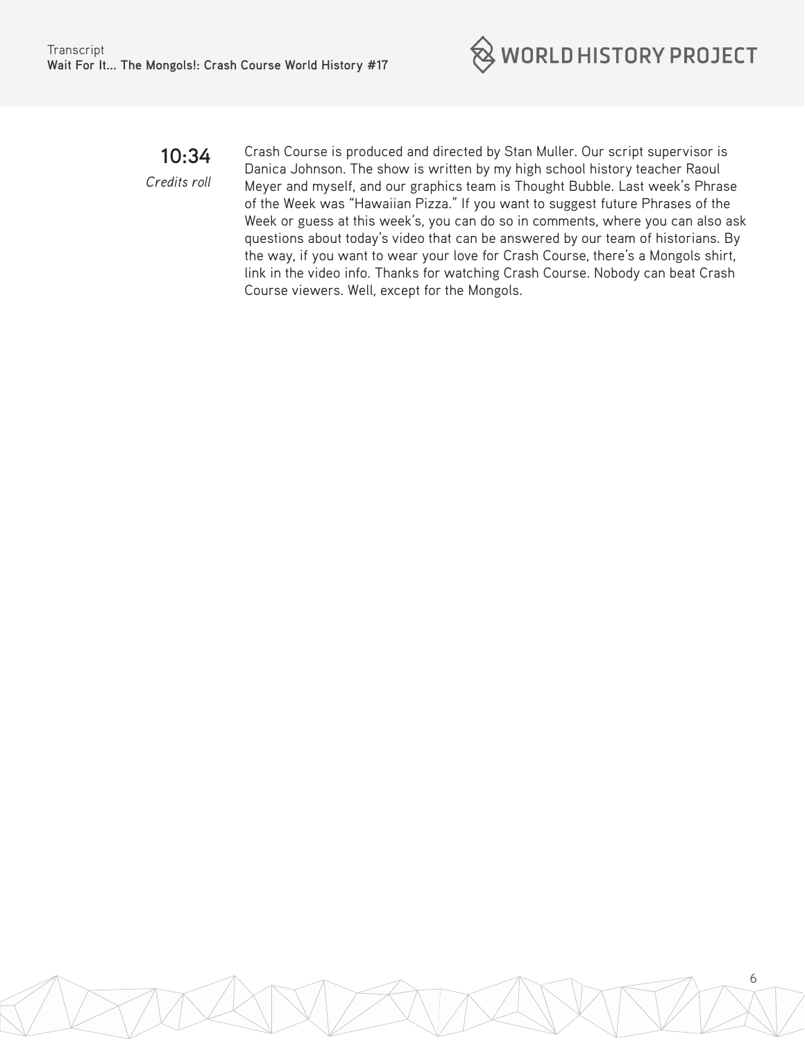**10:34**
*Credits roll*

Crash Course is produced and directed by Stan Muller. Our script supervisor is Danica Johnson. The show is written by my high school history teacher Raoul Meyer and myself, and our graphics team is Thought Bubble. Last week's Phrase of the Week was "Hawaiian Pizza." If you want to suggest future Phrases of the Week or guess at this week's, you can do so in comments, where you can also ask questions about today's video that can be answered by our team of historians. By the way, if you want to wear your love for Crash Course, there's a Mongols shirt, link in the video info. Thanks for watching Crash Course. Nobody can beat Crash Course viewers. Well, except for the Mongols.